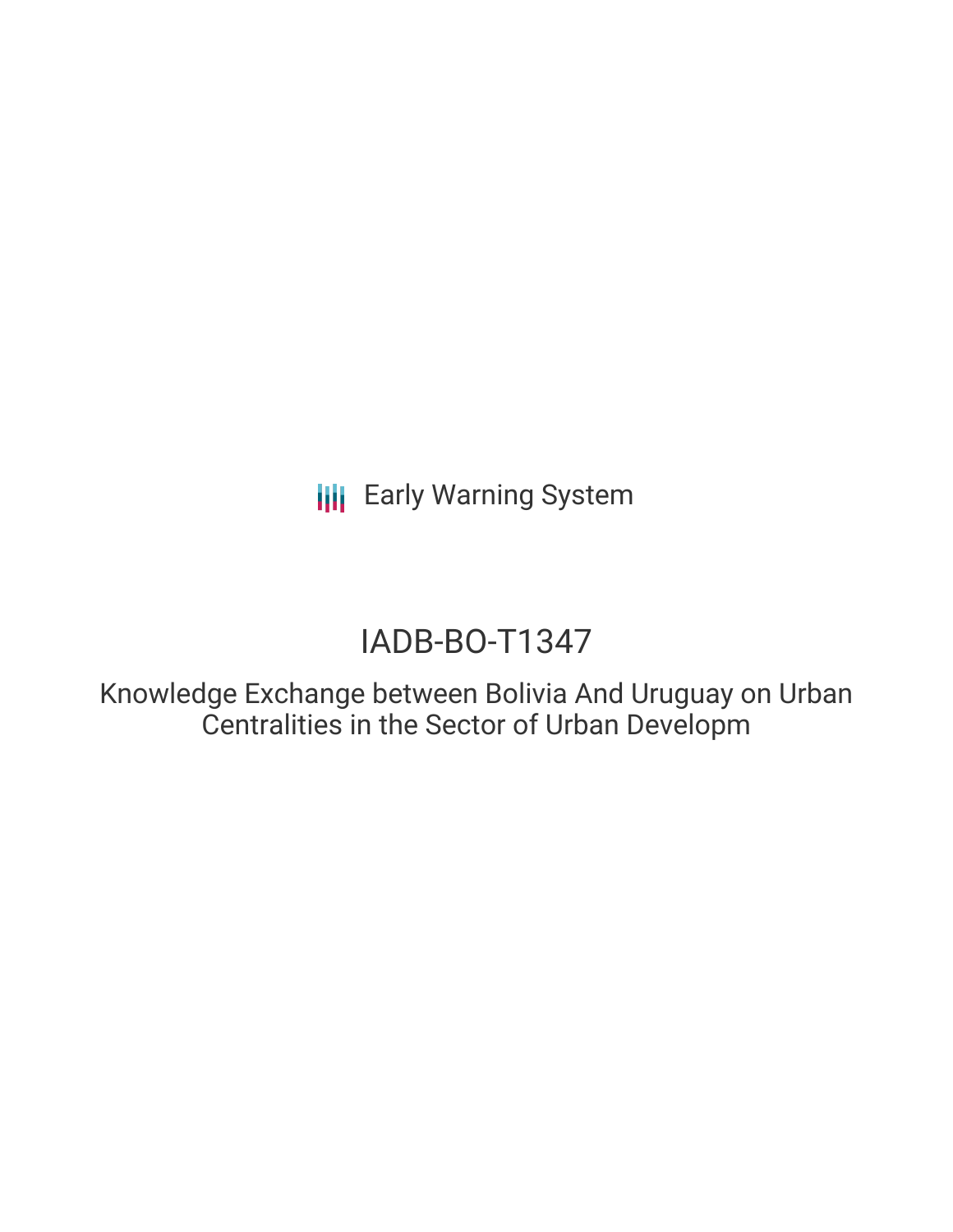Early Warning System

# IADB-BO-T1347

## Knowledge Exchange between Bolivia And Uruguay on Urban Centralities in the Sector of Urban Developm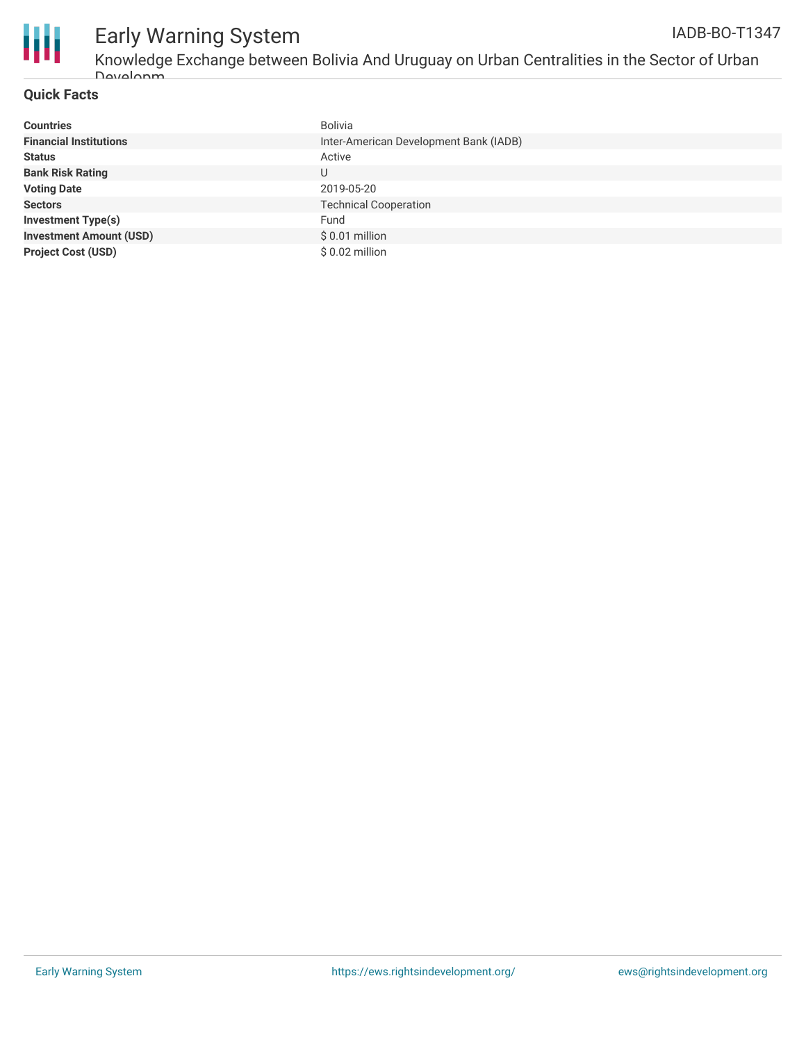# Early Warning System

IADB-BO-T1347

Knowledge Exchange between Bolivia And Uruguay on Urban Centralities in the Sector of Urban Developm

## Quick Facts

| | |
|---|---|
| **Countries** | Bolivia |
| **Financial Institutions** | Inter-American Development Bank (IADB) |
| **Status** | Active |
| **Bank Risk Rating** | U |
| **Voting Date** | 2019-05-20 |
| **Sectors** | Technical Cooperation |
| **Investment Type(s)** | Fund |
| **Investment Amount (USD)** | $ 0.01 million |
| **Project Cost (USD)** | $ 0.02 million |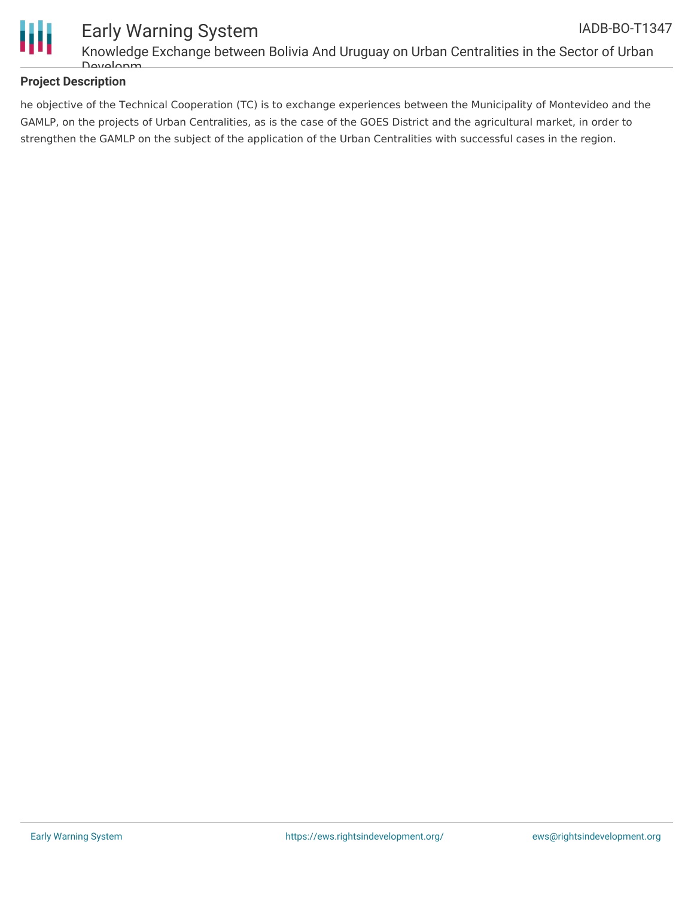## Project Description

he objective of the Technical Cooperation (TC) is to exchange experiences between the Municipality of Montevideo and the GAMLP, on the projects of Urban Centralities, as is the case of the GOES District and the agricultural market, in order to strengthen the GAMLP on the subject of the application of the Urban Centralities with successful cases in the region.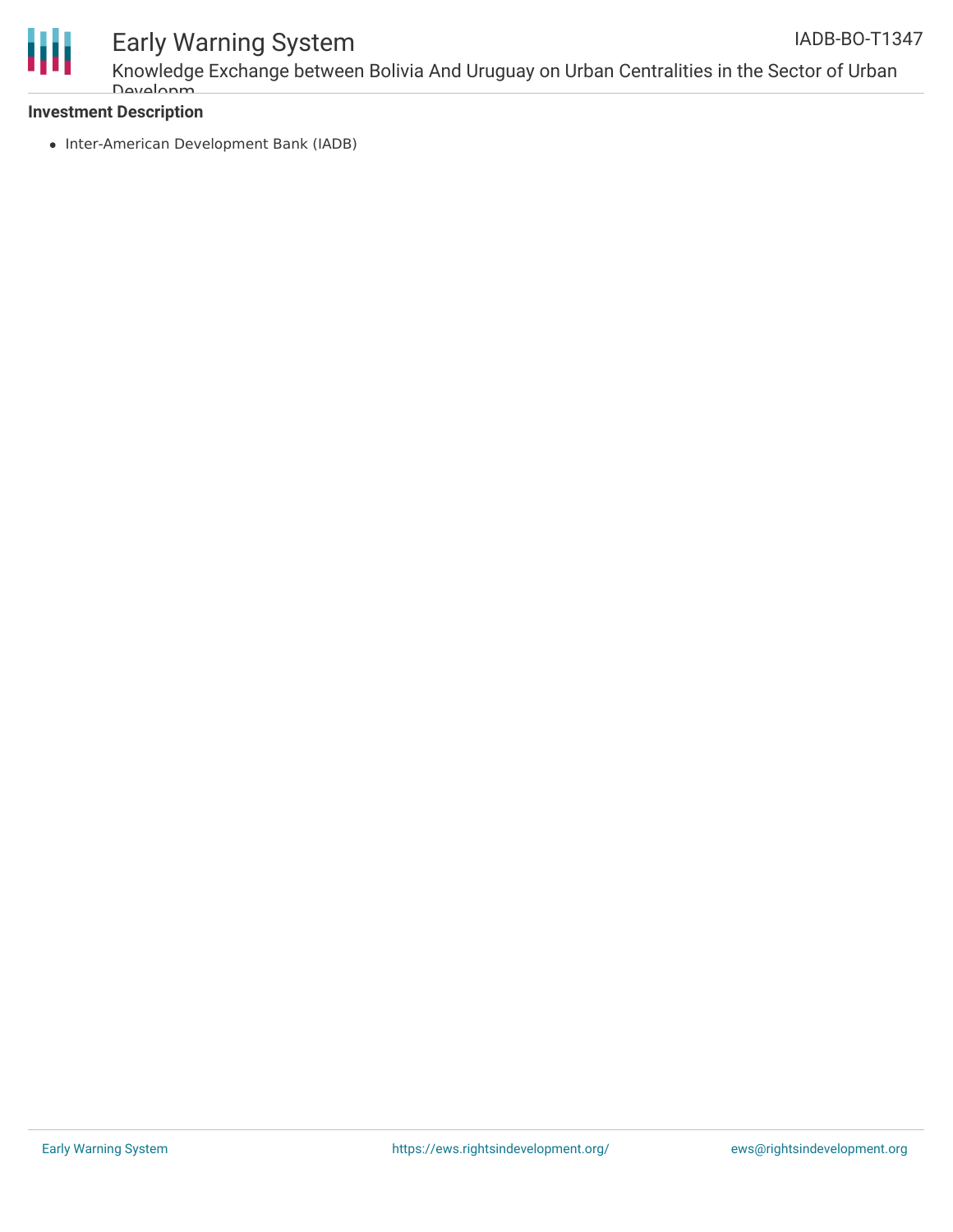**Investment Description**

- Inter-American Development Bank (IADB)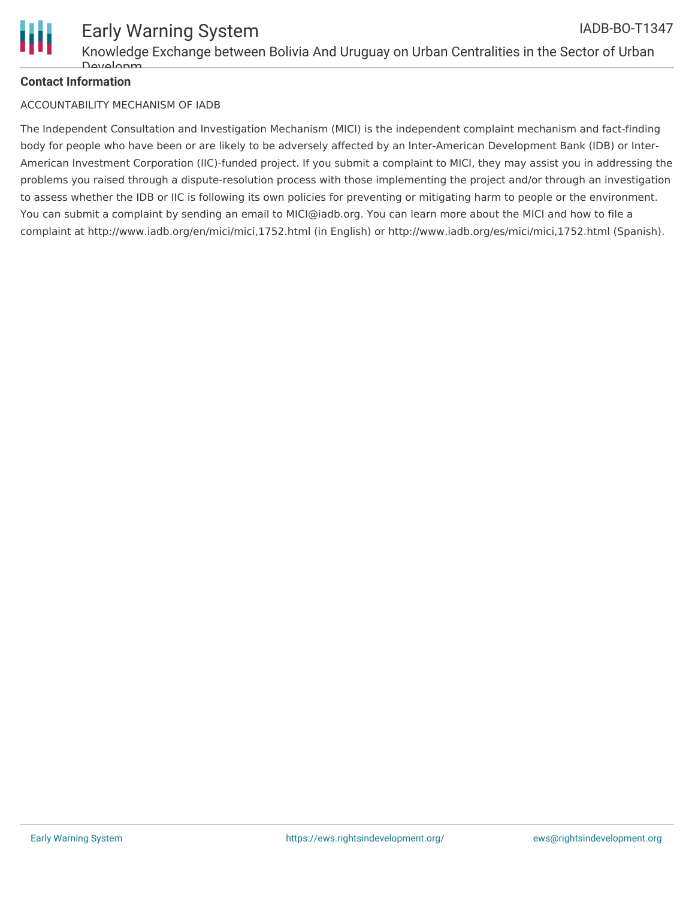**Contact Information**

ACCOUNTABILITY MECHANISM OF IADB

The Independent Consultation and Investigation Mechanism (MICI) is the independent complaint mechanism and fact-finding body for people who have been or are likely to be adversely affected by an Inter-American Development Bank (IDB) or Inter-American Investment Corporation (IIC)-funded project. If you submit a complaint to MICI, they may assist you in addressing the problems you raised through a dispute-resolution process with those implementing the project and/or through an investigation to assess whether the IDB or IIC is following its own policies for preventing or mitigating harm to people or the environment. You can submit a complaint by sending an email to MICI@iadb.org. You can learn more about the MICI and how to file a complaint at http://www.iadb.org/en/mici/mici,1752.html (in English) or http://www.iadb.org/es/mici/mici,1752.html (Spanish).